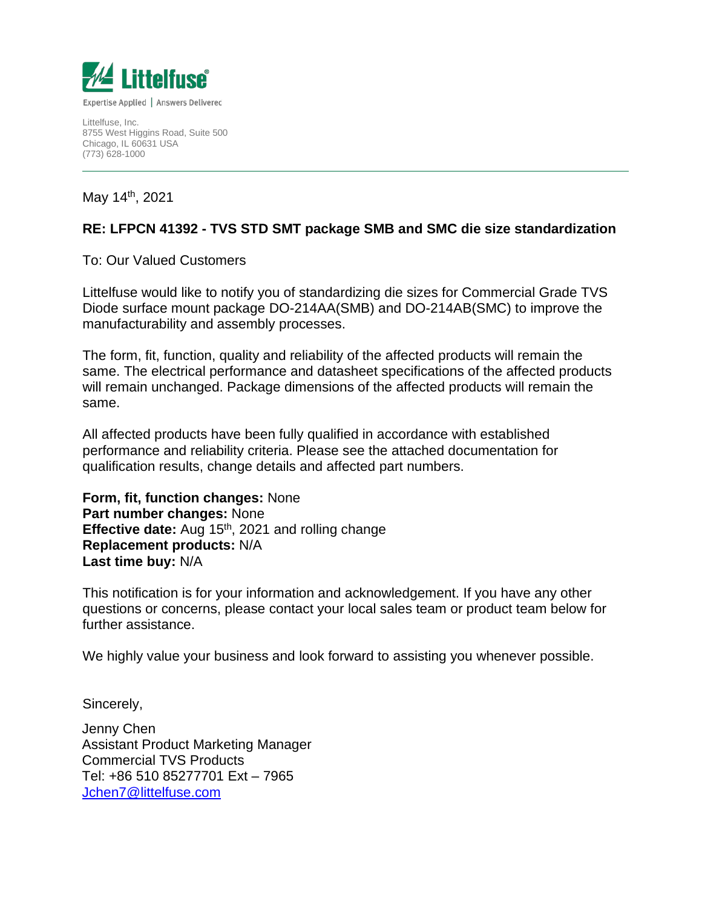Littelfuse

Expertise Applied | Answers Deliverec

Littelfuse, Inc.
8755 West Higgins Road, Suite 500
Chicago, IL 60631 USA
(773) 628-1000

May 14th, 2021

**RE: LFPCN 41392 - TVS STD SMT package SMB and SMC die size standardization**

To: Our Valued Customers

Littelfuse would like to notify you of standardizing die sizes for Commercial Grade TVS Diode surface mount package DO-214AA(SMB) and DO-214AB(SMC) to improve the manufacturability and assembly processes.

The form, fit, function, quality and reliability of the affected products will remain the same. The electrical performance and datasheet specifications of the affected products will remain unchanged. Package dimensions of the affected products will remain the same.

All affected products have been fully qualified in accordance with established performance and reliability criteria. Please see the attached documentation for qualification results, change details and affected part numbers.

**Form, fit, function changes:** None
**Part number changes:** None
**Effective date:** Aug 15th, 2021 and rolling change
**Replacement products:** N/A
**Last time buy:** N/A

This notification is for your information and acknowledgement. If you have any other questions or concerns, please contact your local sales team or product team below for further assistance.

We highly value your business and look forward to assisting you whenever possible.

Sincerely,

Jenny Chen
Assistant Product Marketing Manager
Commercial TVS Products
Tel: +86 510 85277701 Ext – 7965
Jchen7@littelfuse.com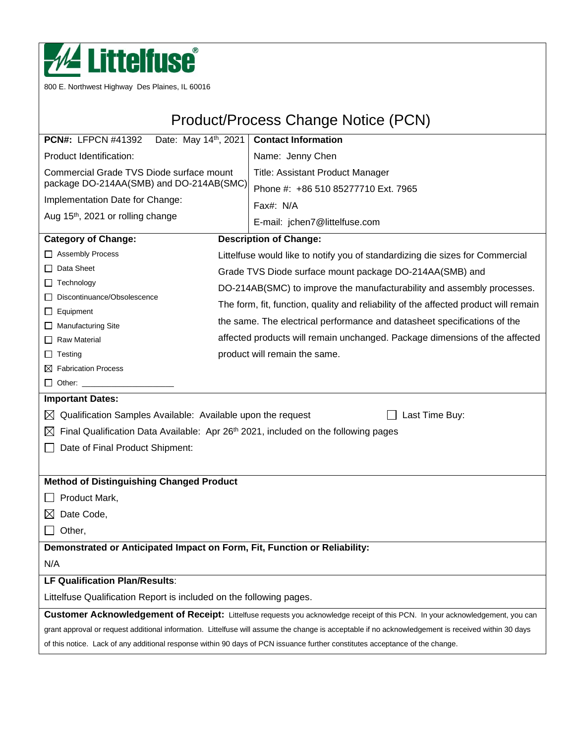**Littelfuse®**

800 E. Northwest Highway Des Plaines, IL 60016

# Product/Process Change Notice (PCN)

| **PCN#:** LFPCN #41392 Date: May 14th, 2021 | **Contact Information** |
|---|---|
| Product Identification: | Name: Jenny Chen |
| Commercial Grade TVS Diode surface mount package DO-214AA(SMB) and DO-214AB(SMC) | Title: Assistant Product Manager |
| | Phone #: +86 510 85277710 Ext. 7965 |
| Implementation Date for Change: | Fax#: N/A |
| Aug 15th, 2021 or rolling change | E-mail: jchen7@littelfuse.com |

| **Category of Change:** | **Description of Change:** |
|---|---|
| ☐ Assembly Process<br>☐ Data Sheet<br>☐ Technology<br>☐ Discontinuance/Obsolescence<br>☐ Equipment<br>☐ Manufacturing Site<br>☐ Raw Material<br>☐ Testing<br>☒ Fabrication Process<br>☐ Other: ____________________ | Littelfuse would like to notify you of standardizing die sizes for Commercial Grade TVS Diode surface mount package DO-214AA(SMB) and DO-214AB(SMC) to improve the manufacturability and assembly processes. The form, fit, function, quality and reliability of the affected product will remain the same. The electrical performance and datasheet specifications of the affected products will remain unchanged. Package dimensions of the affected product will remain the same. |

**Important Dates:**

☒ Qualification Samples Available: Available upon the request ☐ Last Time Buy:

☒ Final Qualification Data Available: Apr 26th 2021, included on the following pages

☐ Date of Final Product Shipment:

**Method of Distinguishing Changed Product**

☐ Product Mark,

☒ Date Code,

☐ Other,

**Demonstrated or Anticipated Impact on Form, Fit, Function or Reliability:**

N/A

**LF Qualification Plan/Results**:

Littelfuse Qualification Report is included on the following pages.

**Customer Acknowledgement of Receipt:** Littelfuse requests you acknowledge receipt of this PCN. In your acknowledgement, you can grant approval or request additional information. Littelfuse will assume the change is acceptable if no acknowledgement is received within 30 days of this notice. Lack of any additional response within 90 days of PCN issuance further constitutes acceptance of the change.